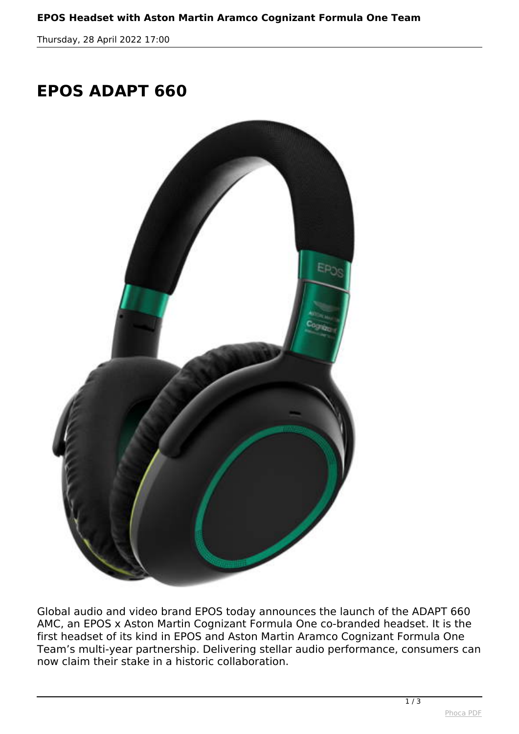# EPOS ADAPT 660

Global audio and video brand EPOS today announces the launch of the ADAPT 660 AMC, an EPOS x Aston Martin Cognizant Formula One co-branded headset. It is the first headset of its kind in EPOS and Aston Martin Aramco Cognizant Formula One Team's multi-year partnership. Delivering stellar audio performance, consumers can now claim their stake in a historic collaboration.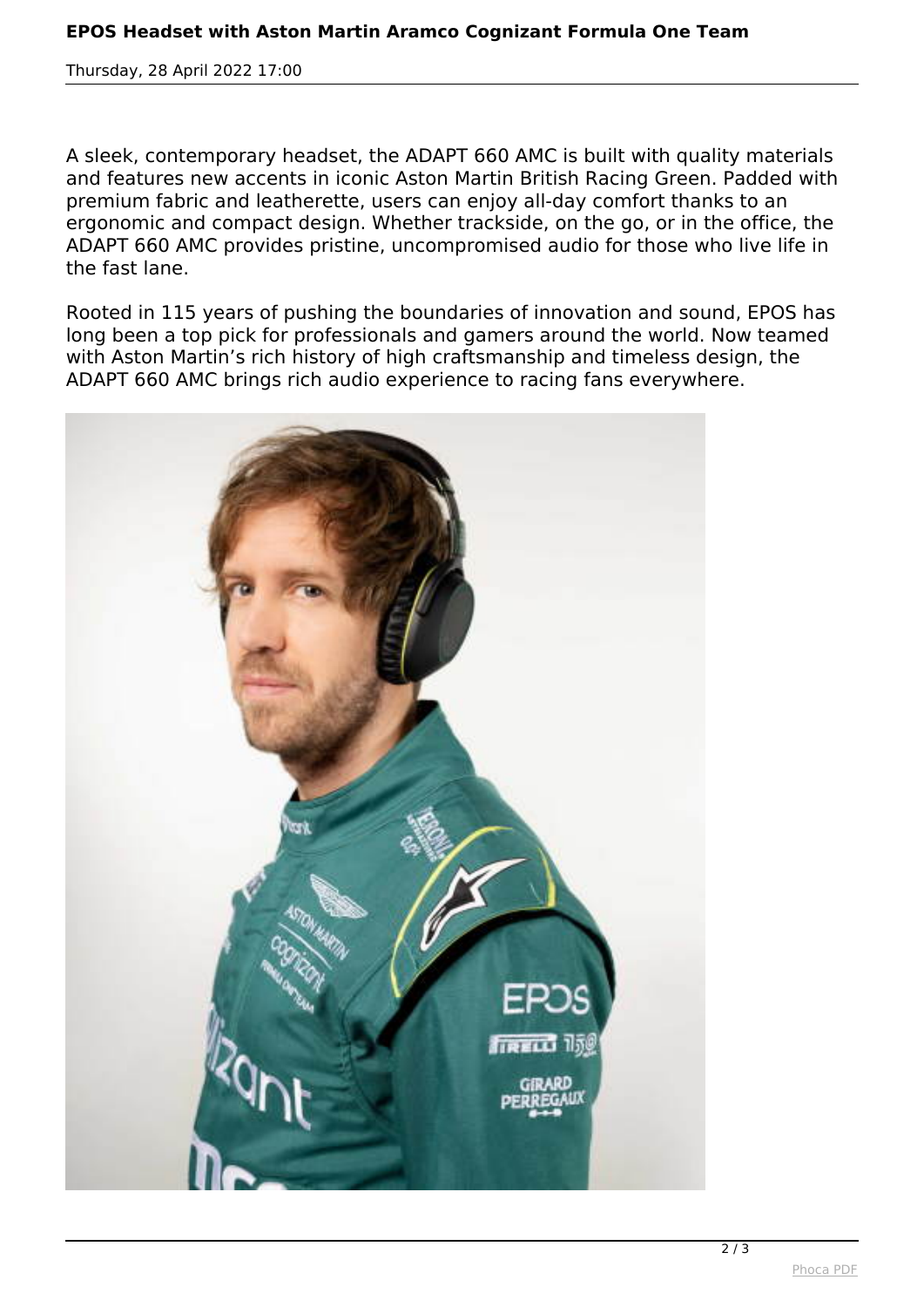A sleek, contemporary headset, the ADAPT 660 AMC is built with quality materials and features new accents in iconic Aston Martin British Racing Green. Padded with premium fabric and leatherette, users can enjoy all-day comfort thanks to an ergonomic and compact design. Whether trackside, on the go, or in the office, the ADAPT 660 AMC provides pristine, uncompromised audio for those who live life in the fast lane.

Rooted in 115 years of pushing the boundaries of innovation and sound, EPOS has long been a top pick for professionals and gamers around the world. Now teamed with Aston Martin's rich history of high craftsmanship and timeless design, the ADAPT 660 AMC brings rich audio experience to racing fans everywhere.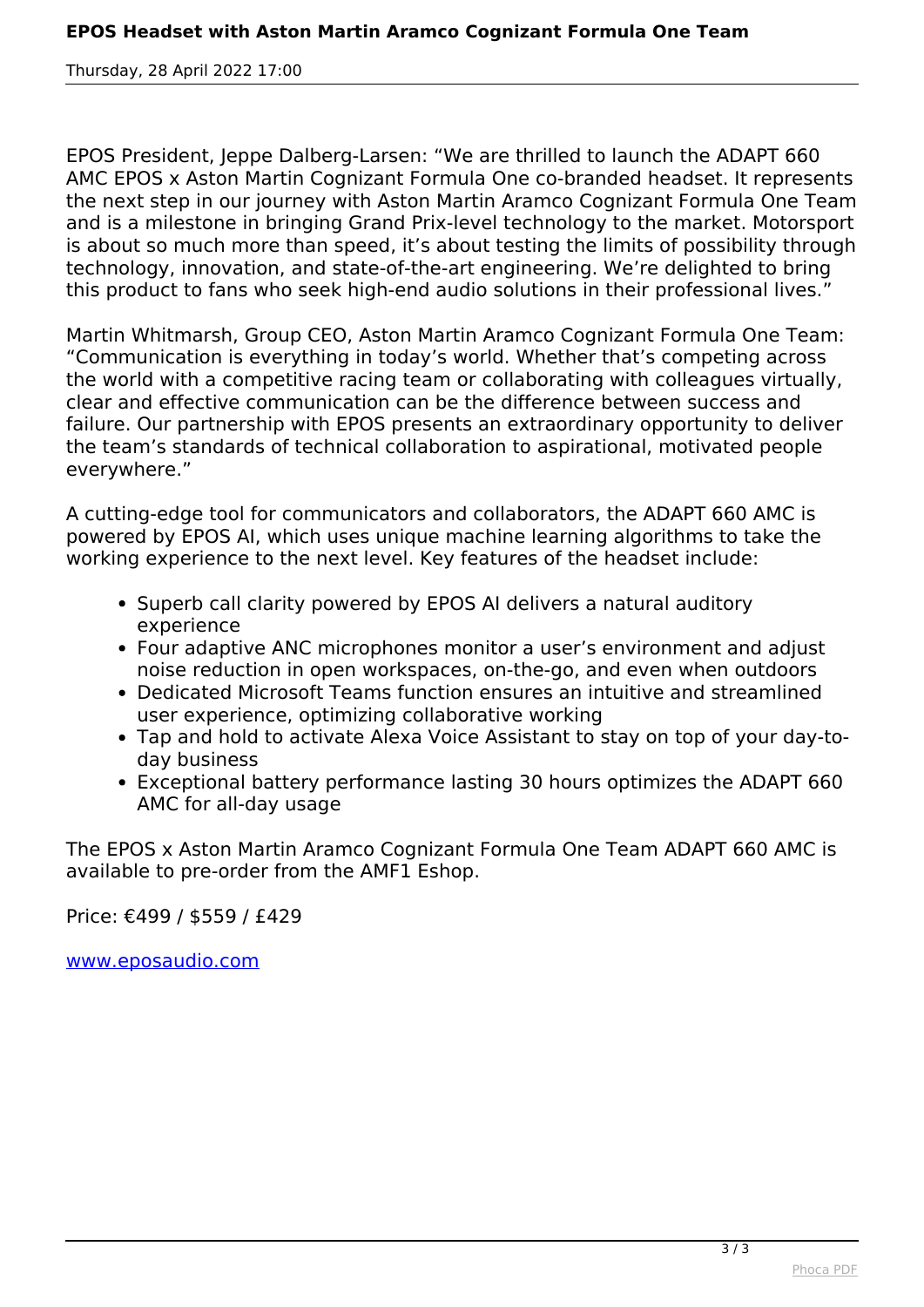EPOS President, Jeppe Dalberg-Larsen: “We are thrilled to launch the ADAPT 660 AMC EPOS x Aston Martin Cognizant Formula One co-branded headset. It represents the next step in our journey with Aston Martin Aramco Cognizant Formula One Team and is a milestone in bringing Grand Prix-level technology to the market. Motorsport is about so much more than speed, it’s about testing the limits of possibility through technology, innovation, and state-of-the-art engineering. We’re delighted to bring this product to fans who seek high-end audio solutions in their professional lives.”

Martin Whitmarsh, Group CEO, Aston Martin Aramco Cognizant Formula One Team: “Communication is everything in today’s world. Whether that’s competing across the world with a competitive racing team or collaborating with colleagues virtually, clear and effective communication can be the difference between success and failure. Our partnership with EPOS presents an extraordinary opportunity to deliver the team’s standards of technical collaboration to aspirational, motivated people everywhere.”

A cutting-edge tool for communicators and collaborators, the ADAPT 660 AMC is powered by EPOS AI, which uses unique machine learning algorithms to take the working experience to the next level. Key features of the headset include:

- Superb call clarity powered by EPOS AI delivers a natural auditory experience
- Four adaptive ANC microphones monitor a user’s environment and adjust noise reduction in open workspaces, on-the-go, and even when outdoors
- Dedicated Microsoft Teams function ensures an intuitive and streamlined user experience, optimizing collaborative working
- Tap and hold to activate Alexa Voice Assistant to stay on top of your day-to-day business
- Exceptional battery performance lasting 30 hours optimizes the ADAPT 660 AMC for all-day usage

The EPOS x Aston Martin Aramco Cognizant Formula One Team ADAPT 660 AMC is available to pre-order from the AMF1 Eshop.

Price: €499 / $559 / £429

[www.eposaudio.com](http://www.eposaudio.com)